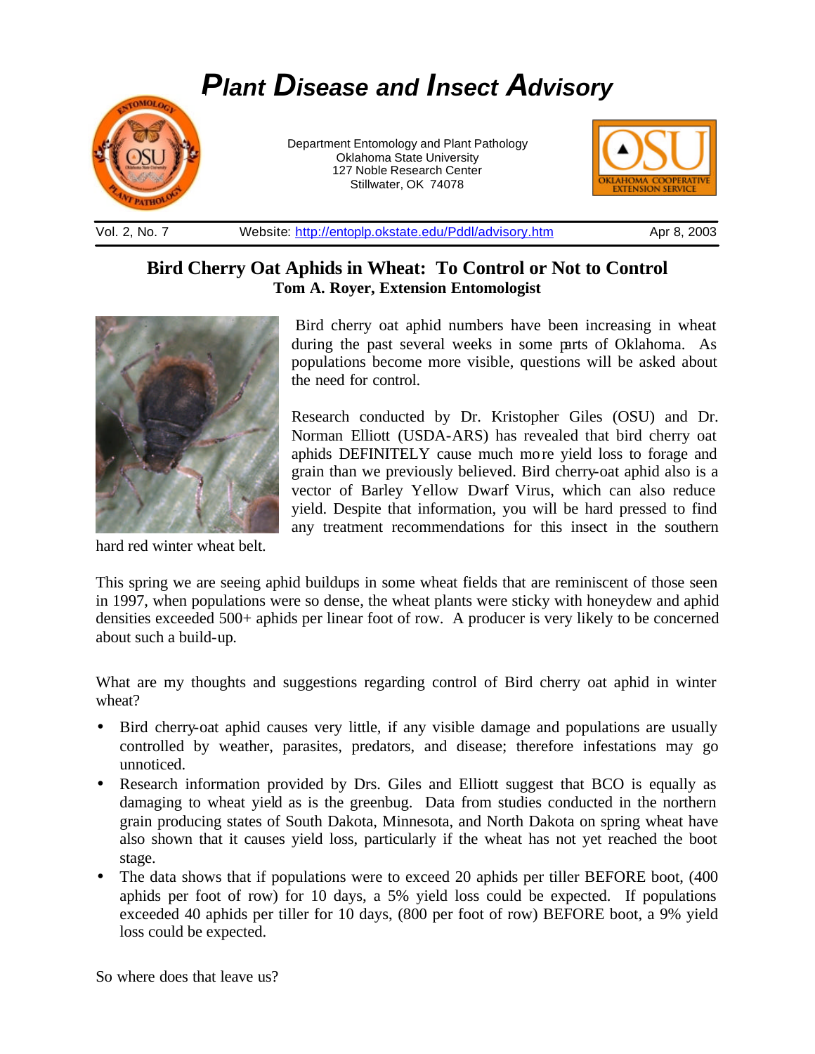# Plant Disease and Insect Advisory

Department Entomology and Plant Pathology
Oklahoma State University
127 Noble Research Center
Stillwater, OK 74078

Vol. 2, No. 7 | Website: http://entoplp.okstate.edu/Pddl/advisory.htm | Apr 8, 2003

## Bird Cherry Oat Aphids in Wheat: To Control or Not to Control

**Tom A. Royer, Extension Entomologist**

Bird cherry oat aphid numbers have been increasing in wheat during the past several weeks in some parts of Oklahoma. As populations become more visible, questions will be asked about the need for control.

Research conducted by Dr. Kristopher Giles (OSU) and Dr. Norman Elliott (USDA-ARS) has revealed that bird cherry oat aphids DEFINITELY cause much more yield loss to forage and grain than we previously believed. Bird cherry-oat aphid also is a vector of Barley Yellow Dwarf Virus, which can also reduce yield. Despite that information, you will be hard pressed to find any treatment recommendations for this insect in the southern hard red winter wheat belt.

This spring we are seeing aphid buildups in some wheat fields that are reminiscent of those seen in 1997, when populations were so dense, the wheat plants were sticky with honeydew and aphid densities exceeded 500+ aphids per linear foot of row. A producer is very likely to be concerned about such a build-up.

What are my thoughts and suggestions regarding control of Bird cherry oat aphid in winter wheat?

- Bird cherry-oat aphid causes very little, if any visible damage and populations are usually controlled by weather, parasites, predators, and disease; therefore infestations may go unnoticed.
- Research information provided by Drs. Giles and Elliott suggest that BCO is equally as damaging to wheat yield as is the greenbug. Data from studies conducted in the northern grain producing states of South Dakota, Minnesota, and North Dakota on spring wheat have also shown that it causes yield loss, particularly if the wheat has not yet reached the boot stage.
- The data shows that if populations were to exceed 20 aphids per tiller BEFORE boot, (400 aphids per foot of row) for 10 days, a 5% yield loss could be expected. If populations exceeded 40 aphids per tiller for 10 days, (800 per foot of row) BEFORE boot, a 9% yield loss could be expected.

So where does that leave us?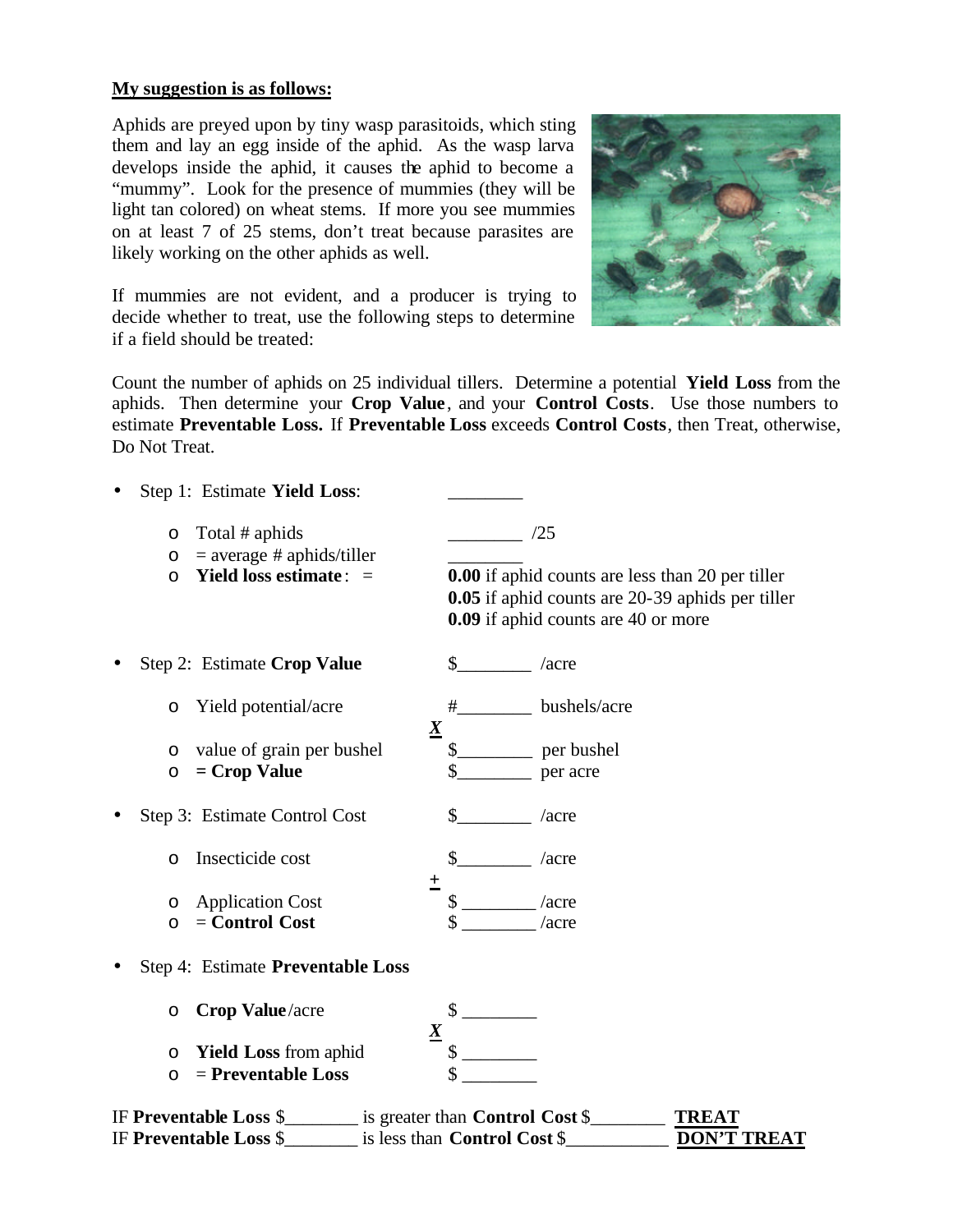**My suggestion is as follows:**

Aphids are preyed upon by tiny wasp parasitoids, which sting them and lay an egg inside of the aphid. As the wasp larva develops inside the aphid, it causes the aphid to become a "mummy". Look for the presence of mummies (they will be light tan colored) on wheat stems. If more you see mummies on at least 7 of 25 stems, don't treat because parasites are likely working on the other aphids as well.

If mummies are not evident, and a producer is trying to decide whether to treat, use the following steps to determine if a field should be treated:

Count the number of aphids on 25 individual tillers. Determine a potential **Yield Loss** from the aphids. Then determine your **Crop Value**, and your **Control Costs**. Use those numbers to estimate **Preventable Loss.** If **Preventable Loss** exceeds **Control Costs**, then Treat, otherwise, Do Not Treat.

- Step 1: Estimate **Yield Loss**: ________
  - Total # aphids ________ /25
  - = average # aphids/tiller ________
  - **Yield loss estimate**: =
    **0.00** if aphid counts are less than 20 per tiller
    **0.05** if aphid counts are 20-39 aphids per tiller
    **0.09** if aphid counts are 40 or more

- Step 2: Estimate **Crop Value** $________ /acre
  - Yield potential/acre #________ bushels/acre
    ***X***
  - value of grain per bushel $________ per bushel
  - **= Crop Value** $________ per acre

- Step 3: Estimate Control Cost $________ /acre
  - Insecticide cost $________ /acre
    **+**
  - Application Cost $ ________ /acre
  - = **Control Cost** $ ________ /acre

- Step 4: Estimate **Preventable Loss**
  - **Crop Value**/acre $ ________
    ***X***
  - **Yield Loss** from aphid $ ________
  - = **Preventable Loss** $ ________

IF **Preventable Loss** $________ is greater than **Control Cost** $________ **TREAT**
IF **Preventable Loss** $________ is less than **Control Cost** $___________ **DON'T TREAT**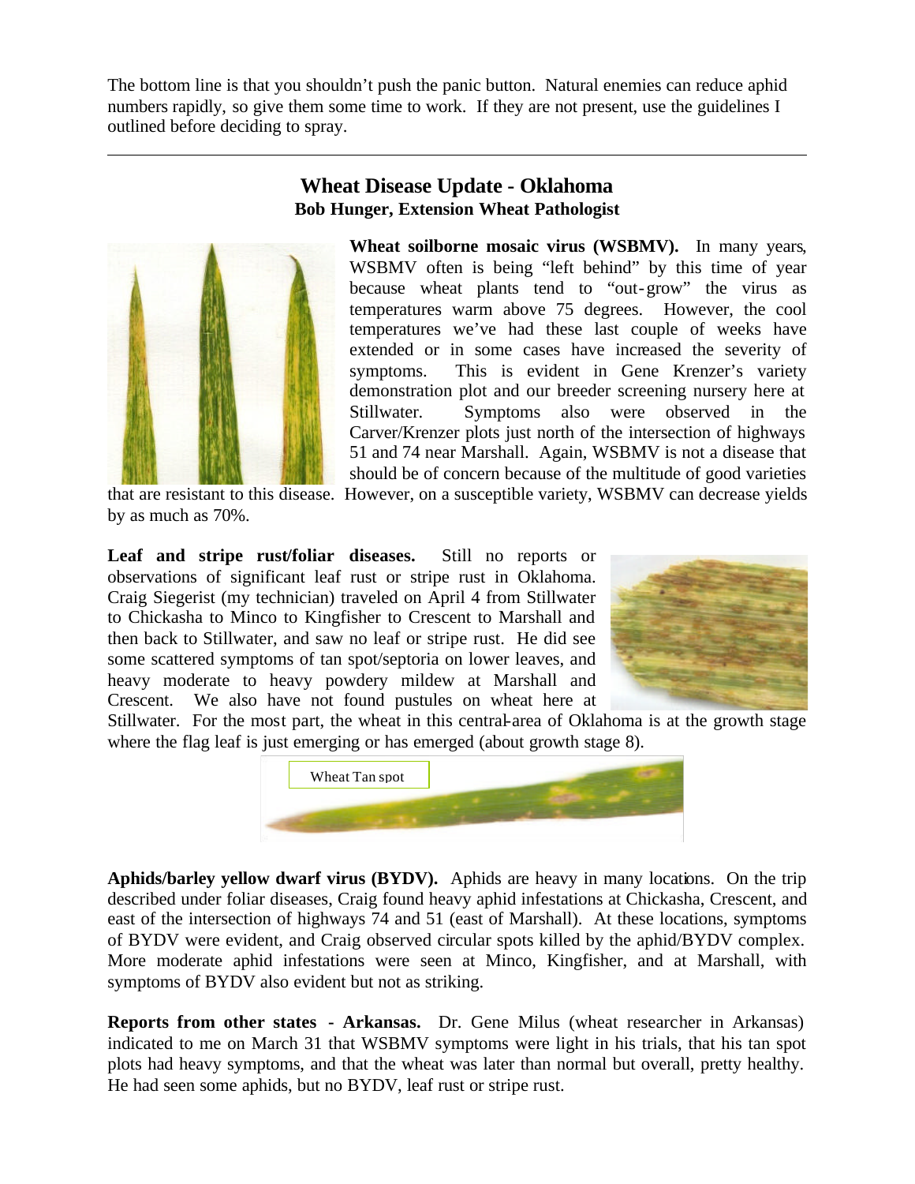The bottom line is that you shouldn't push the panic button. Natural enemies can reduce aphid numbers rapidly, so give them some time to work. If they are not present, use the guidelines I outlined before deciding to spray.

---

## Wheat Disease Update - Oklahoma

**Bob Hunger, Extension Wheat Pathologist**

**Wheat soilborne mosaic virus (WSBMV).** In many years, WSBMV often is being "left behind" by this time of year because wheat plants tend to "out-grow" the virus as temperatures warm above 75 degrees. However, the cool temperatures we've had these last couple of weeks have extended or in some cases have increased the severity of symptoms. This is evident in Gene Krenzer's variety demonstration plot and our breeder screening nursery here at Stillwater. Symptoms also were observed in the Carver/Krenzer plots just north of the intersection of highways 51 and 74 near Marshall. Again, WSBMV is not a disease that should be of concern because of the multitude of good varieties that are resistant to this disease. However, on a susceptible variety, WSBMV can decrease yields by as much as 70%.

**Leaf and stripe rust/foliar diseases.** Still no reports or observations of significant leaf rust or stripe rust in Oklahoma. Craig Siegerist (my technician) traveled on April 4 from Stillwater to Chickasha to Minco to Kingfisher to Crescent to Marshall and then back to Stillwater, and saw no leaf or stripe rust. He did see some scattered symptoms of tan spot/septoria on lower leaves, and heavy moderate to heavy powdery mildew at Marshall and Crescent. We also have not found pustules on wheat here at Stillwater. For the most part, the wheat in this central-area of Oklahoma is at the growth stage where the flag leaf is just emerging or has emerged (about growth stage 8).

Wheat Tan spot

**Aphids/barley yellow dwarf virus (BYDV).** Aphids are heavy in many locations. On the trip described under foliar diseases, Craig found heavy aphid infestations at Chickasha, Crescent, and east of the intersection of highways 74 and 51 (east of Marshall). At these locations, symptoms of BYDV were evident, and Craig observed circular spots killed by the aphid/BYDV complex. More moderate aphid infestations were seen at Minco, Kingfisher, and at Marshall, with symptoms of BYDV also evident but not as striking.

**Reports from other states - Arkansas.** Dr. Gene Milus (wheat researcher in Arkansas) indicated to me on March 31 that WSBMV symptoms were light in his trials, that his tan spot plots had heavy symptoms, and that the wheat was later than normal but overall, pretty healthy. He had seen some aphids, but no BYDV, leaf rust or stripe rust.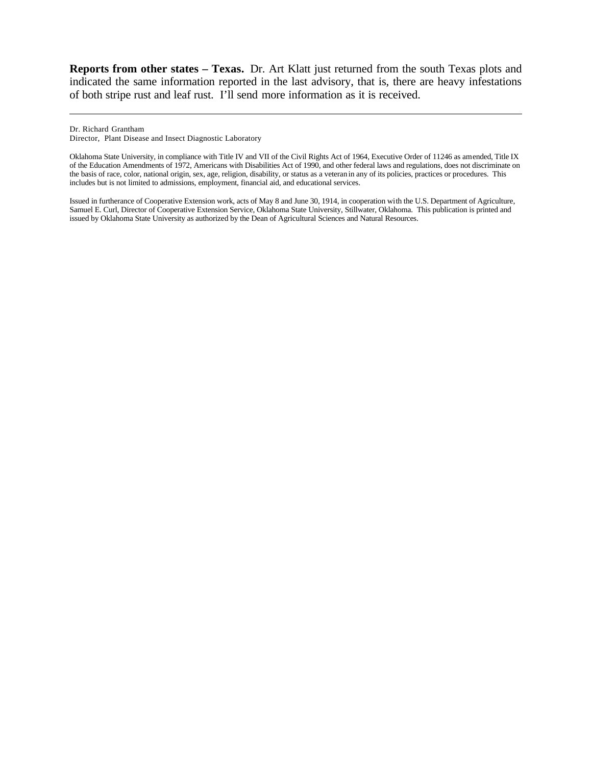**Reports from other states – Texas.** Dr. Art Klatt just returned from the south Texas plots and indicated the same information reported in the last advisory, that is, there are heavy infestations of both stripe rust and leaf rust. I'll send more information as it is received.

---

Dr. Richard Grantham
Director, Plant Disease and Insect Diagnostic Laboratory

Oklahoma State University, in compliance with Title IV and VII of the Civil Rights Act of 1964, Executive Order of 11246 as amended, Title IX of the Education Amendments of 1972, Americans with Disabilities Act of 1990, and other federal laws and regulations, does not discriminate on the basis of race, color, national origin, sex, age, religion, disability, or status as a veteran in any of its policies, practices or procedures. This includes but is not limited to admissions, employment, financial aid, and educational services.

Issued in furtherance of Cooperative Extension work, acts of May 8 and June 30, 1914, in cooperation with the U.S. Department of Agriculture, Samuel E. Curl, Director of Cooperative Extension Service, Oklahoma State University, Stillwater, Oklahoma. This publication is printed and issued by Oklahoma State University as authorized by the Dean of Agricultural Sciences and Natural Resources.